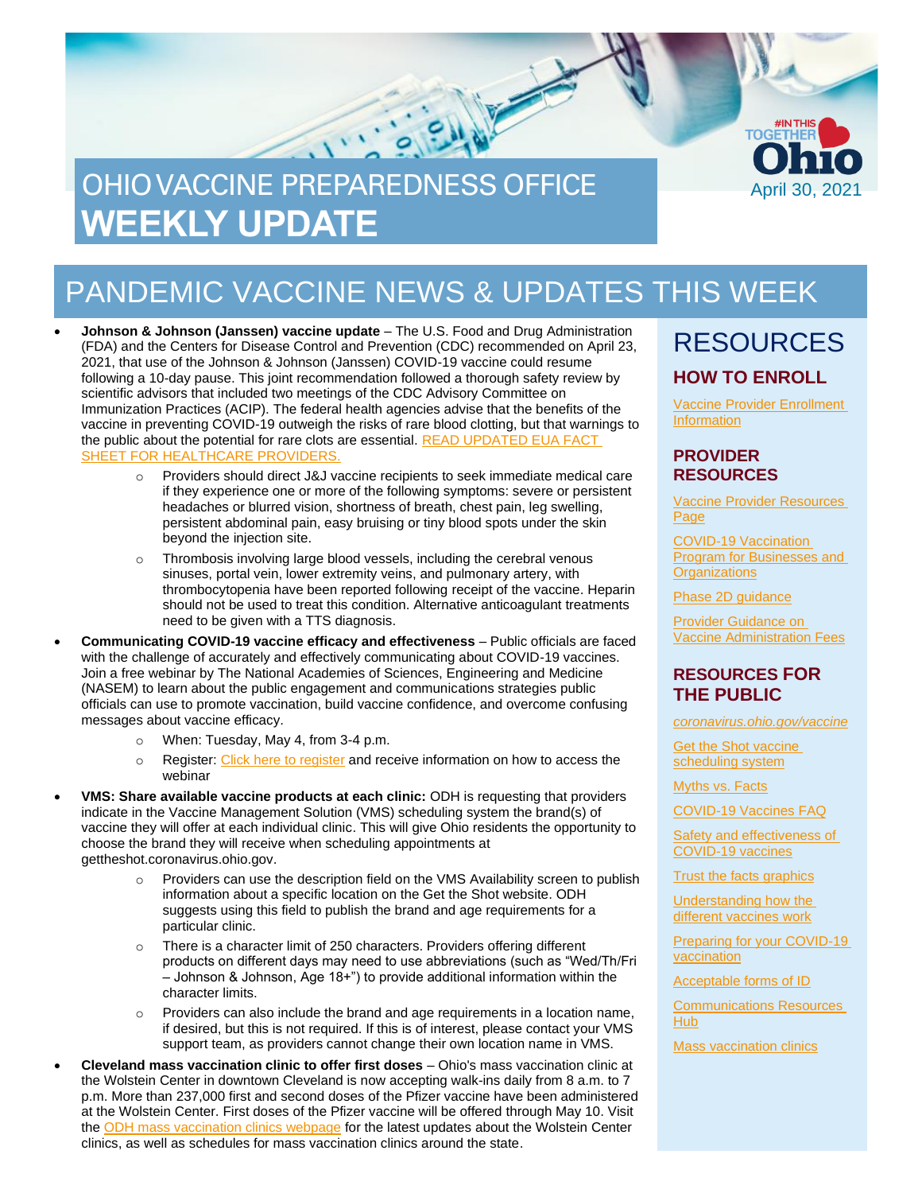# OHIO VACCINE PREPAREDNESS OFFICE **WEEKLY UPDATE**

April 30, 2021

## PANDEMIC VACCINE NEWS & UPDATES THIS WEEK

- **Johnson & Johnson (Janssen) vaccine update** – The U.S. Food and Drug Administration (FDA) and the Centers for Disease Control and Prevention (CDC) recommended on April 23, 2021, that use of the Johnson & Johnson (Janssen) COVID-19 vaccine could resume following a 10-day pause. This joint recommendation followed a thorough safety review by scientific advisors that included two meetings of the CDC Advisory Committee on Immunization Practices (ACIP). The federal health agencies advise that the benefits of the vaccine in preventing COVID-19 outweigh the risks of rare blood clotting, but that warnings to the public about the potential for rare clots are essential. READ UPDATED EUA FACT SHEET FOR HEALTHCARE PROVIDERS.
  - Providers should direct J&J vaccine recipients to seek immediate medical care if they experience one or more of the following symptoms: severe or persistent headaches or blurred vision, shortness of breath, chest pain, leg swelling, persistent abdominal pain, easy bruising or tiny blood spots under the skin beyond the injection site.
  - Thrombosis involving large blood vessels, including the cerebral venous sinuses, portal vein, lower extremity veins, and pulmonary artery, with thrombocytopenia have been reported following receipt of the vaccine. Heparin should not be used to treat this condition. Alternative anticoagulant treatments need to be given with a TTS diagnosis.
- **Communicating COVID-19 vaccine efficacy and effectiveness** – Public officials are faced with the challenge of accurately and effectively communicating about COVID-19 vaccines. Join a free webinar by The National Academies of Sciences, Engineering and Medicine (NASEM) to learn about the public engagement and communications strategies public officials can use to promote vaccination, build vaccine confidence, and overcome confusing messages about vaccine efficacy.
  - When: Tuesday, May 4, from 3-4 p.m.
  - Register: Click here to register and receive information on how to access the webinar
- **VMS: Share available vaccine products at each clinic:** ODH is requesting that providers indicate in the Vaccine Management Solution (VMS) scheduling system the brand(s) of vaccine they will offer at each individual clinic. This will give Ohio residents the opportunity to choose the brand they will receive when scheduling appointments at gettheshot.coronavirus.ohio.gov.
  - Providers can use the description field on the VMS Availability screen to publish information about a specific location on the Get the Shot website. ODH suggests using this field to publish the brand and age requirements for a particular clinic.
  - There is a character limit of 250 characters. Providers offering different products on different days may need to use abbreviations (such as "Wed/Th/Fri – Johnson & Johnson, Age 18+") to provide additional information within the character limits.
  - Providers can also include the brand and age requirements in a location name, if desired, but this is not required. If this is of interest, please contact your VMS support team, as providers cannot change their own location name in VMS.
- **Cleveland mass vaccination clinic to offer first doses** – Ohio's mass vaccination clinic at the Wolstein Center in downtown Cleveland is now accepting walk-ins daily from 8 a.m. to 7 p.m. More than 237,000 first and second doses of the Pfizer vaccine have been administered at the Wolstein Center. First doses of the Pfizer vaccine will be offered through May 10. Visit the ODH mass vaccination clinics webpage for the latest updates about the Wolstein Center clinics, as well as schedules for mass vaccination clinics around the state.

## RESOURCES

### HOW TO ENROLL

Vaccine Provider Enrollment Information

### PROVIDER RESOURCES

Vaccine Provider Resources Page

COVID-19 Vaccination Program for Businesses and Organizations

Phase 2D guidance

Provider Guidance on Vaccine Administration Fees

### RESOURCES FOR THE PUBLIC

*coronavirus.ohio.gov/vaccine*

Get the Shot vaccine scheduling system

Myths vs. Facts

COVID-19 Vaccines FAQ

Safety and effectiveness of COVID-19 vaccines

Trust the facts graphics

Understanding how the different vaccines work

Preparing for your COVID-19 vaccination

Acceptable forms of ID

Communications Resources Hub

Mass vaccination clinics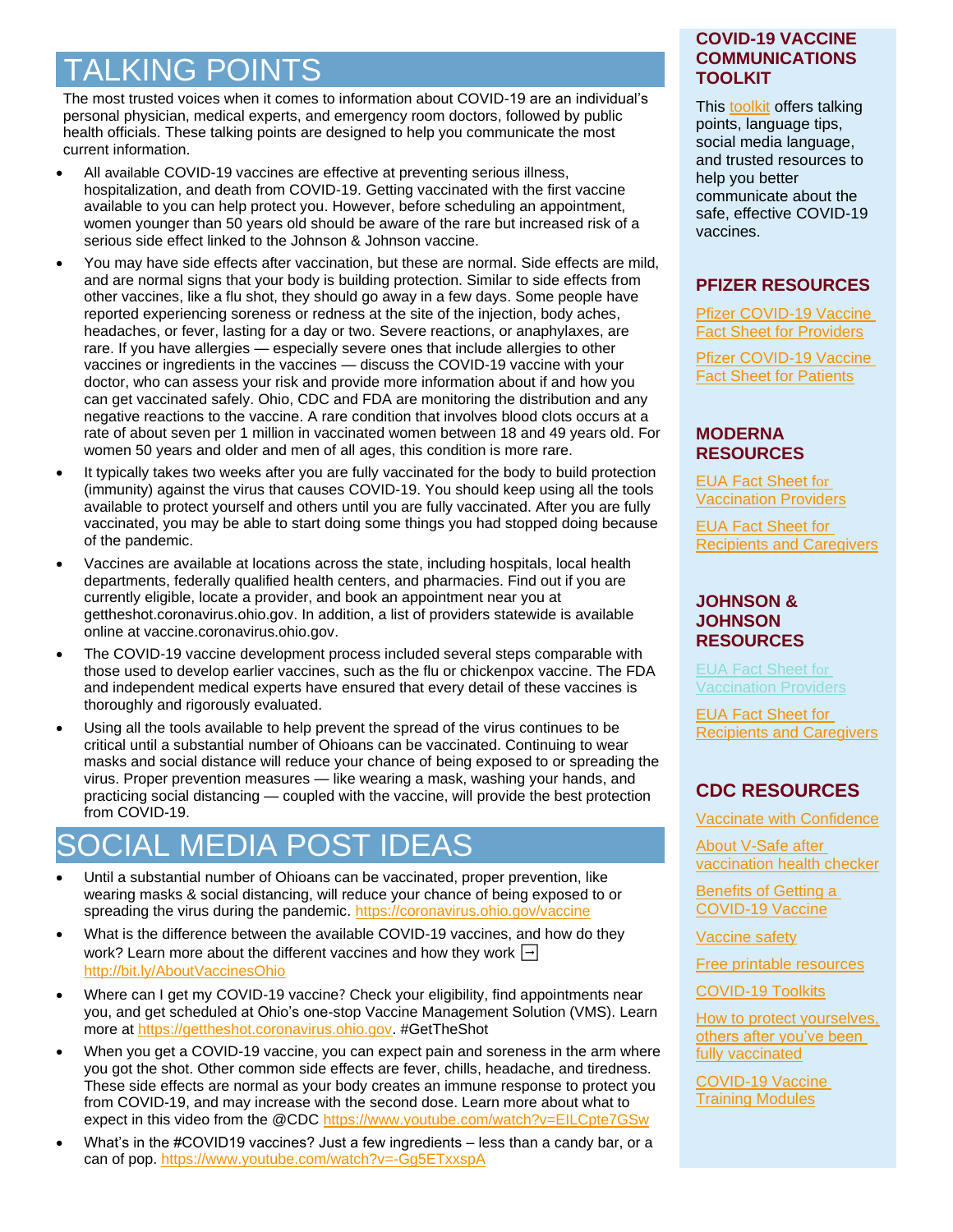# TALKING POINTS

The most trusted voices when it comes to information about COVID-19 are an individual's personal physician, medical experts, and emergency room doctors, followed by public health officials. These talking points are designed to help you communicate the most current information.

- All available COVID-19 vaccines are effective at preventing serious illness, hospitalization, and death from COVID-19. Getting vaccinated with the first vaccine available to you can help protect you. However, before scheduling an appointment, women younger than 50 years old should be aware of the rare but increased risk of a serious side effect linked to the Johnson & Johnson vaccine.
- You may have side effects after vaccination, but these are normal. Side effects are mild, and are normal signs that your body is building protection. Similar to side effects from other vaccines, like a flu shot, they should go away in a few days. Some people have reported experiencing soreness or redness at the site of the injection, body aches, headaches, or fever, lasting for a day or two. Severe reactions, or anaphylaxes, are rare. If you have allergies — especially severe ones that include allergies to other vaccines or ingredients in the vaccines — discuss the COVID-19 vaccine with your doctor, who can assess your risk and provide more information about if and how you can get vaccinated safely. Ohio, CDC and FDA are monitoring the distribution and any negative reactions to the vaccine. A rare condition that involves blood clots occurs at a rate of about seven per 1 million in vaccinated women between 18 and 49 years old. For women 50 years and older and men of all ages, this condition is more rare.
- It typically takes two weeks after you are fully vaccinated for the body to build protection (immunity) against the virus that causes COVID-19. You should keep using all the tools available to protect yourself and others until you are fully vaccinated. After you are fully vaccinated, you may be able to start doing some things you had stopped doing because of the pandemic.
- Vaccines are available at locations across the state, including hospitals, local health departments, federally qualified health centers, and pharmacies. Find out if you are currently eligible, locate a provider, and book an appointment near you at gettheshot.coronavirus.ohio.gov. In addition, a list of providers statewide is available online at vaccine.coronavirus.ohio.gov.
- The COVID-19 vaccine development process included several steps comparable with those used to develop earlier vaccines, such as the flu or chickenpox vaccine. The FDA and independent medical experts have ensured that every detail of these vaccines is thoroughly and rigorously evaluated.
- Using all the tools available to help prevent the spread of the virus continues to be critical until a substantial number of Ohioans can be vaccinated. Continuing to wear masks and social distance will reduce your chance of being exposed to or spreading the virus. Proper prevention measures — like wearing a mask, washing your hands, and practicing social distancing — coupled with the vaccine, will provide the best protection from COVID-19.

# SOCIAL MEDIA POST IDEAS

- Until a substantial number of Ohioans can be vaccinated, proper prevention, like wearing masks & social distancing, will reduce your chance of being exposed to or spreading the virus during the pandemic. https://coronavirus.ohio.gov/vaccine
- What is the difference between the available COVID-19 vaccines, and how do they work? Learn more about the different vaccines and how they work → http://bit.ly/AboutVaccinesOhio
- Where can I get my COVID-19 vaccine? Check your eligibility, find appointments near you, and get scheduled at Ohio's one-stop Vaccine Management Solution (VMS). Learn more at https://gettheshot.coronavirus.ohio.gov. #GetTheShot
- When you get a COVID-19 vaccine, you can expect pain and soreness in the arm where you got the shot. Other common side effects are fever, chills, headache, and tiredness. These side effects are normal as your body creates an immune response to protect you from COVID-19, and may increase with the second dose. Learn more about what to expect in this video from the @CDC https://www.youtube.com/watch?v=EILCpte7GSw
- What's in the #COVID19 vaccines? Just a few ingredients – less than a candy bar, or a can of pop. https://www.youtube.com/watch?v=-Gg5ETxxspA

## COVID-19 VACCINE COMMUNICATIONS TOOLKIT

This toolkit offers talking points, language tips, social media language, and trusted resources to help you better communicate about the safe, effective COVID-19 vaccines.

## PFIZER RESOURCES

Pfizer COVID-19 Vaccine Fact Sheet for Providers

Pfizer COVID-19 Vaccine Fact Sheet for Patients

## MODERNA RESOURCES

EUA Fact Sheet for Vaccination Providers

EUA Fact Sheet for Recipients and Caregivers

## JOHNSON & JOHNSON RESOURCES

EUA Fact Sheet for Vaccination Providers

EUA Fact Sheet for Recipients and Caregivers

## CDC RESOURCES

Vaccinate with Confidence

About V-Safe after vaccination health checker

Benefits of Getting a COVID-19 Vaccine

Vaccine safety

Free printable resources

COVID-19 Toolkits

How to protect yourselves, others after you've been fully vaccinated

COVID-19 Vaccine Training Modules